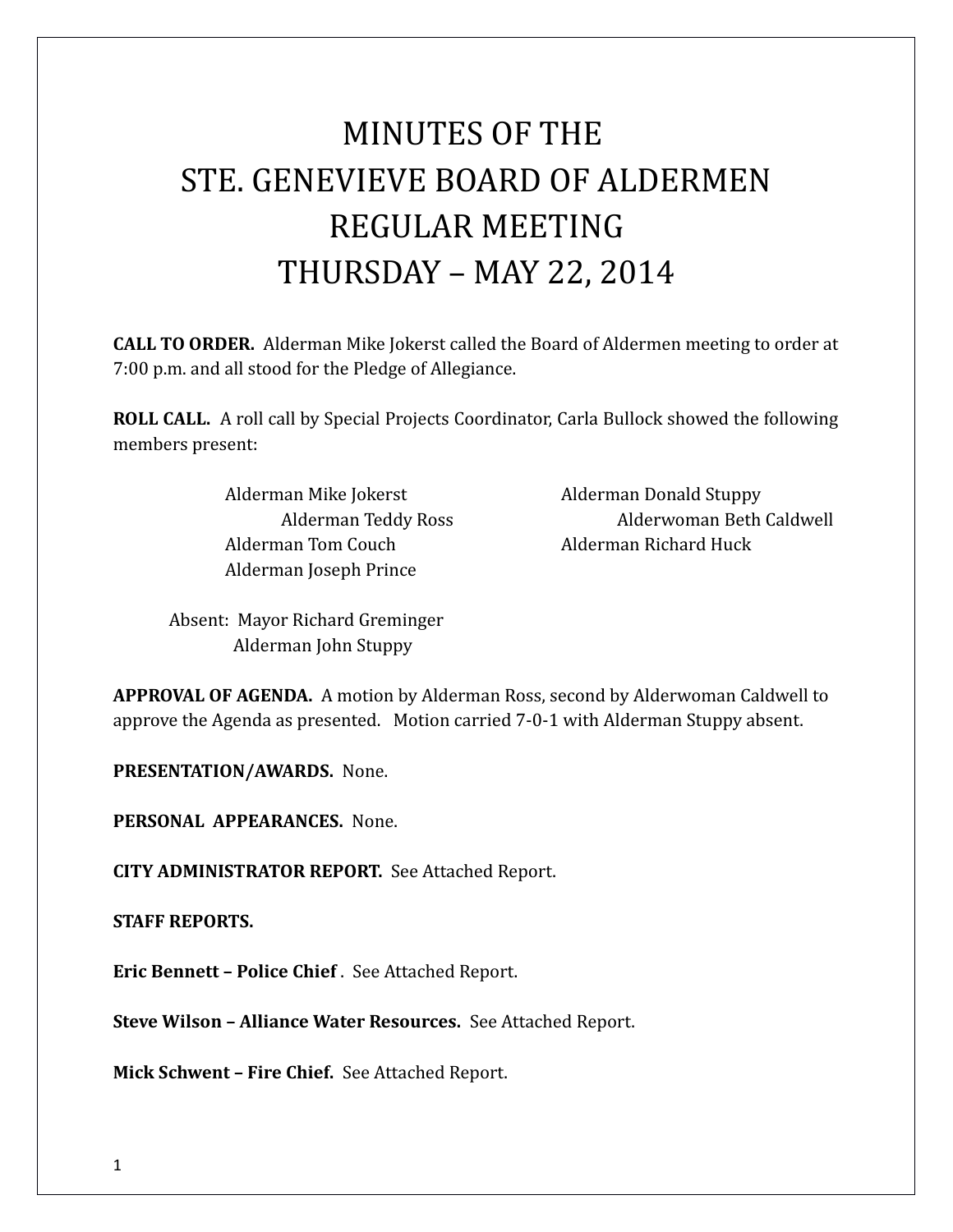# MINUTES OF THE STE. GENEVIEVE BOARD OF ALDERMEN REGULAR MEETING THURSDAY – MAY 22, 2014

**CALL TO ORDER.** Alderman Mike Jokerst called the Board of Aldermen meeting to order at 7:00 p.m. and all stood for the Pledge of Allegiance.

**ROLL CALL.** A roll call by Special Projects Coordinator, Carla Bullock showed the following members present:

Alderman Mike Jokerst
Alderman Teddy Ross
Alderman Tom Couch
Alderman Joseph Prince
Alderman Donald Stuppy
Alderwoman Beth Caldwell
Alderman Richard Huck

Absent: Mayor Richard Greminger
Alderman John Stuppy

**APPROVAL OF AGENDA.** A motion by Alderman Ross, second by Alderwoman Caldwell to approve the Agenda as presented. Motion carried 7-0-1 with Alderman Stuppy absent.

**PRESENTATION/AWARDS.** None.

**PERSONAL APPEARANCES.** None.

**CITY ADMINISTRATOR REPORT.** See Attached Report.

**STAFF REPORTS.**

**Eric Bennett – Police Chief** . See Attached Report.

**Steve Wilson – Alliance Water Resources.** See Attached Report.

**Mick Schwent – Fire Chief.** See Attached Report.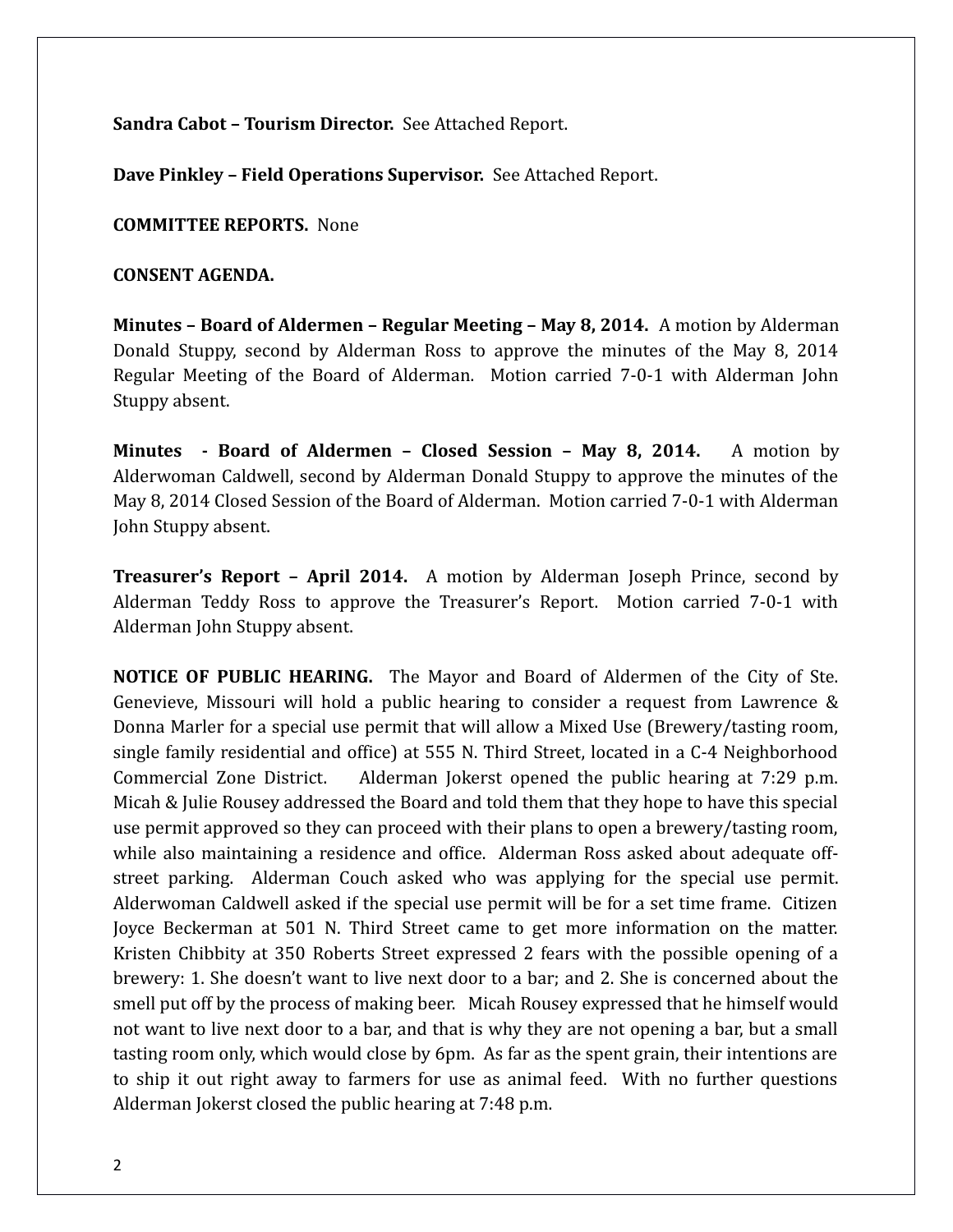**Sandra Cabot – Tourism Director.** See Attached Report.

**Dave Pinkley – Field Operations Supervisor.** See Attached Report.

**COMMITTEE REPORTS.** None

**CONSENT AGENDA.**

**Minutes – Board of Aldermen – Regular Meeting – May 8, 2014.** A motion by Alderman Donald Stuppy, second by Alderman Ross to approve the minutes of the May 8, 2014 Regular Meeting of the Board of Alderman. Motion carried 7-0-1 with Alderman John Stuppy absent.

**Minutes - Board of Aldermen – Closed Session – May 8, 2014.** A motion by Alderwoman Caldwell, second by Alderman Donald Stuppy to approve the minutes of the May 8, 2014 Closed Session of the Board of Alderman. Motion carried 7-0-1 with Alderman John Stuppy absent.

**Treasurer's Report – April 2014.** A motion by Alderman Joseph Prince, second by Alderman Teddy Ross to approve the Treasurer's Report. Motion carried 7-0-1 with Alderman John Stuppy absent.

**NOTICE OF PUBLIC HEARING.** The Mayor and Board of Aldermen of the City of Ste. Genevieve, Missouri will hold a public hearing to consider a request from Lawrence & Donna Marler for a special use permit that will allow a Mixed Use (Brewery/tasting room, single family residential and office) at 555 N. Third Street, located in a C-4 Neighborhood Commercial Zone District. Alderman Jokerst opened the public hearing at 7:29 p.m. Micah & Julie Rousey addressed the Board and told them that they hope to have this special use permit approved so they can proceed with their plans to open a brewery/tasting room, while also maintaining a residence and office. Alderman Ross asked about adequate off-street parking. Alderman Couch asked who was applying for the special use permit. Alderwoman Caldwell asked if the special use permit will be for a set time frame. Citizen Joyce Beckerman at 501 N. Third Street came to get more information on the matter. Kristen Chibbity at 350 Roberts Street expressed 2 fears with the possible opening of a brewery: 1. She doesn't want to live next door to a bar; and 2. She is concerned about the smell put off by the process of making beer. Micah Rousey expressed that he himself would not want to live next door to a bar, and that is why they are not opening a bar, but a small tasting room only, which would close by 6pm. As far as the spent grain, their intentions are to ship it out right away to farmers for use as animal feed. With no further questions Alderman Jokerst closed the public hearing at 7:48 p.m.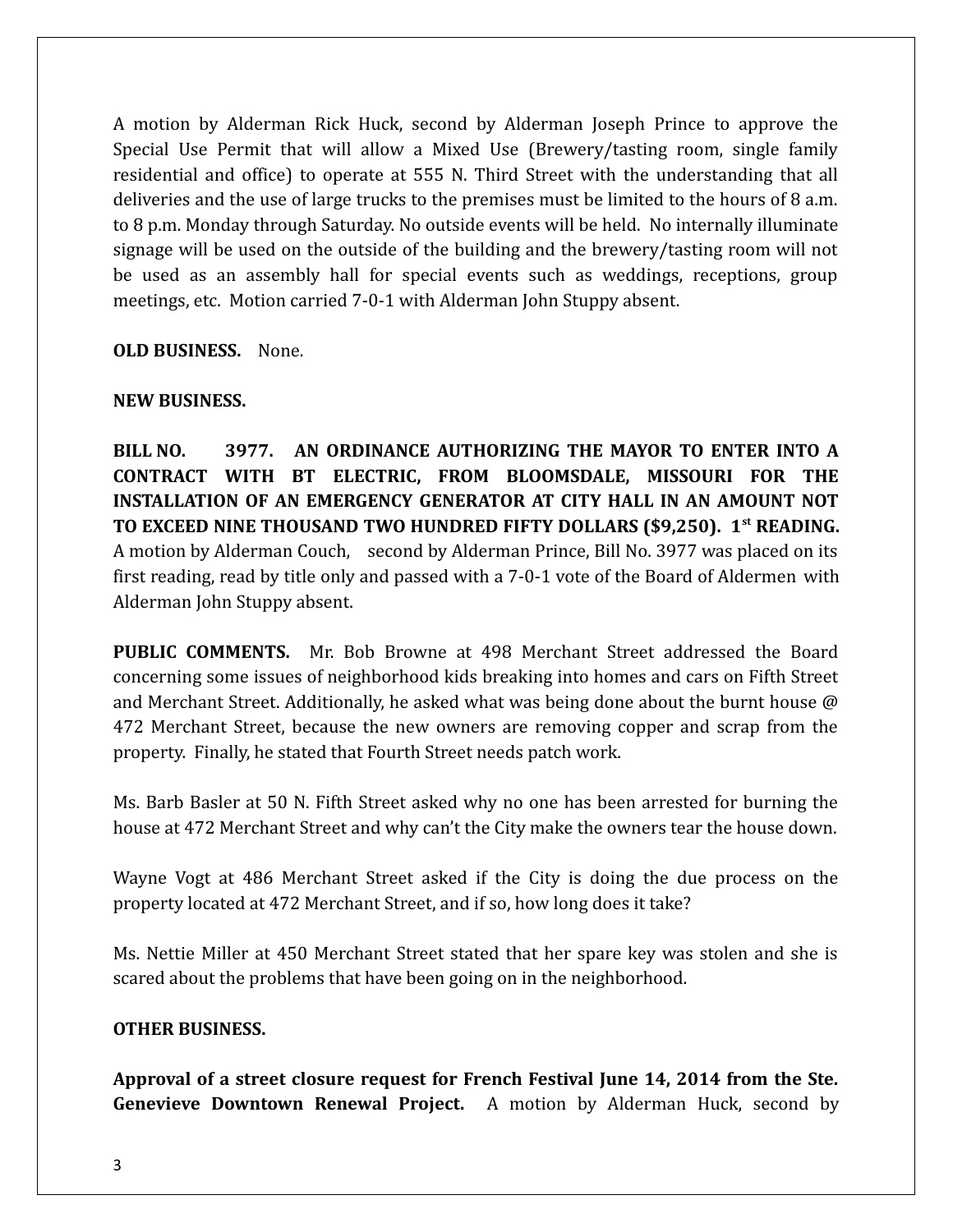A motion by Alderman Rick Huck, second by Alderman Joseph Prince to approve the Special Use Permit that will allow a Mixed Use (Brewery/tasting room, single family residential and office) to operate at 555 N. Third Street with the understanding that all deliveries and the use of large trucks to the premises must be limited to the hours of 8 a.m. to 8 p.m. Monday through Saturday. No outside events will be held. No internally illuminate signage will be used on the outside of the building and the brewery/tasting room will not be used as an assembly hall for special events such as weddings, receptions, group meetings, etc. Motion carried 7-0-1 with Alderman John Stuppy absent.

**OLD BUSINESS.** None.

**NEW BUSINESS.**

**BILL NO. 3977. AN ORDINANCE AUTHORIZING THE MAYOR TO ENTER INTO A CONTRACT WITH BT ELECTRIC, FROM BLOOMSDALE, MISSOURI FOR THE INSTALLATION OF AN EMERGENCY GENERATOR AT CITY HALL IN AN AMOUNT NOT TO EXCEED NINE THOUSAND TWO HUNDRED FIFTY DOLLARS ($9,250). 1st READING.** A motion by Alderman Couch, second by Alderman Prince, Bill No. 3977 was placed on its first reading, read by title only and passed with a 7-0-1 vote of the Board of Aldermen with Alderman John Stuppy absent.

**PUBLIC COMMENTS.** Mr. Bob Browne at 498 Merchant Street addressed the Board concerning some issues of neighborhood kids breaking into homes and cars on Fifth Street and Merchant Street. Additionally, he asked what was being done about the burnt house @ 472 Merchant Street, because the new owners are removing copper and scrap from the property. Finally, he stated that Fourth Street needs patch work.

Ms. Barb Basler at 50 N. Fifth Street asked why no one has been arrested for burning the house at 472 Merchant Street and why can't the City make the owners tear the house down.

Wayne Vogt at 486 Merchant Street asked if the City is doing the due process on the property located at 472 Merchant Street, and if so, how long does it take?

Ms. Nettie Miller at 450 Merchant Street stated that her spare key was stolen and she is scared about the problems that have been going on in the neighborhood.

**OTHER BUSINESS.**

**Approval of a street closure request for French Festival June 14, 2014 from the Ste. Genevieve Downtown Renewal Project.** A motion by Alderman Huck, second by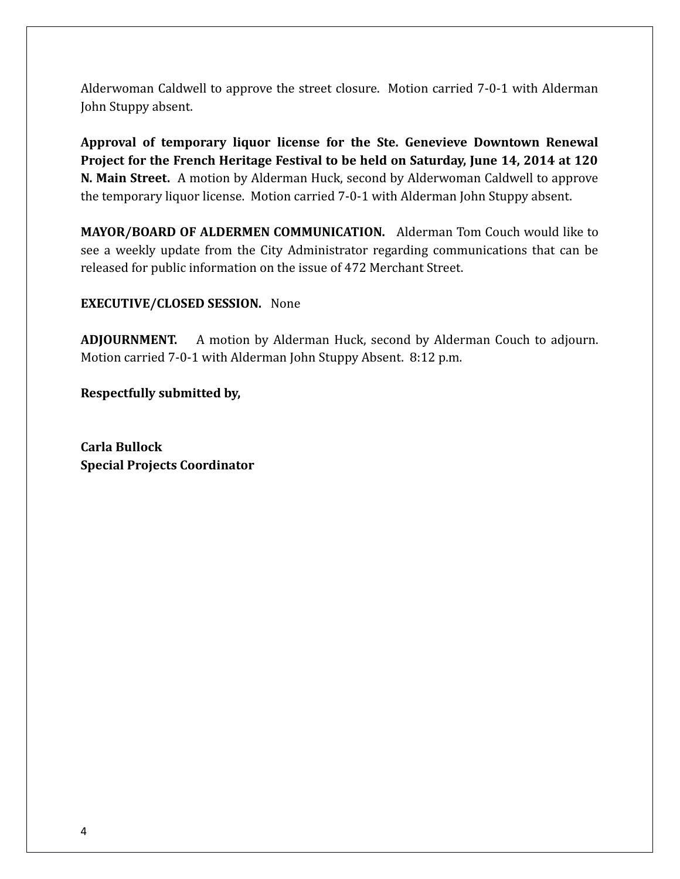Alderwoman Caldwell to approve the street closure. Motion carried 7-0-1 with Alderman John Stuppy absent.

**Approval of temporary liquor license for the Ste. Genevieve Downtown Renewal Project for the French Heritage Festival to be held on Saturday, June 14, 2014 at 120 N. Main Street.** A motion by Alderman Huck, second by Alderwoman Caldwell to approve the temporary liquor license. Motion carried 7-0-1 with Alderman John Stuppy absent.

**MAYOR/BOARD OF ALDERMEN COMMUNICATION.** Alderman Tom Couch would like to see a weekly update from the City Administrator regarding communications that can be released for public information on the issue of 472 Merchant Street.

**EXECUTIVE/CLOSED SESSION.** None

**ADJOURNMENT.** A motion by Alderman Huck, second by Alderman Couch to adjourn. Motion carried 7-0-1 with Alderman John Stuppy Absent. 8:12 p.m.

**Respectfully submitted by,**

**Carla Bullock**
**Special Projects Coordinator**